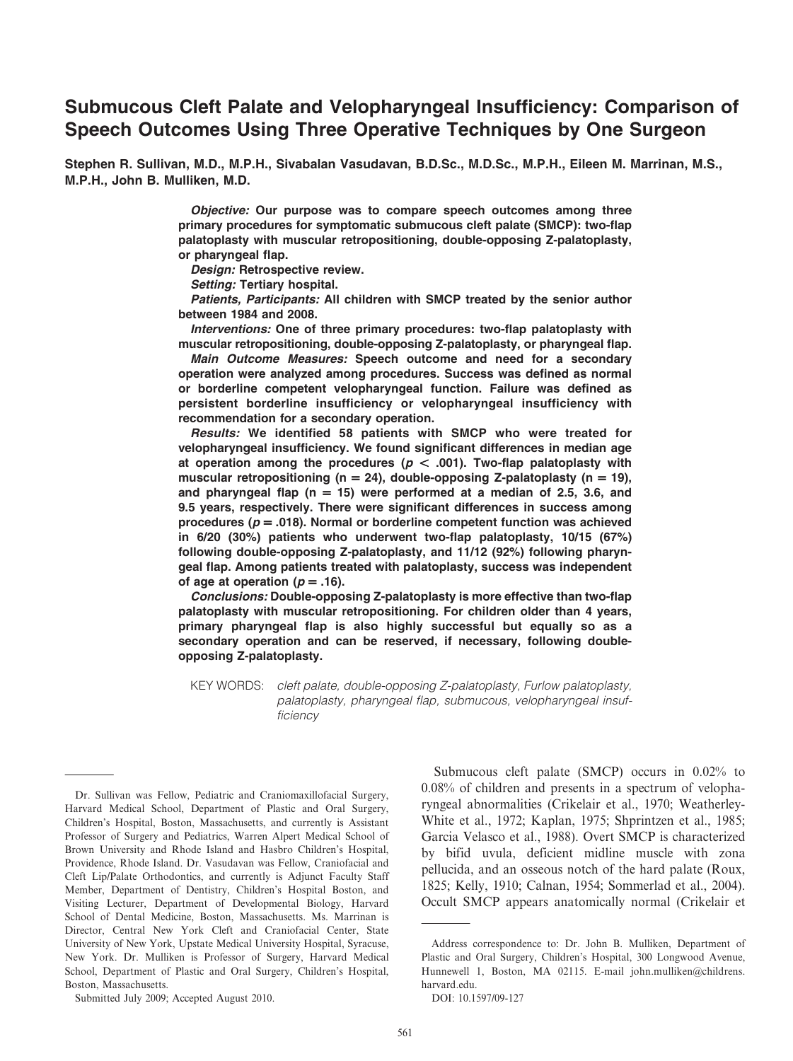# Submucous Cleft Palate and Velopharyngeal Insufficiency: Comparison of Speech Outcomes Using Three Operative Techniques by One Surgeon

**Stephen R. Sullivan, M.D., M.P.H., Sivabalan Vasudavan, B.D.Sc., M.D.Sc., M.P.H., Eileen M. Marrinan, M.S., M.P.H., John B. Mulliken, M.D.**

***Objective:*** **Our purpose was to compare speech outcomes among three primary procedures for symptomatic submucous cleft palate (SMCP): two-flap palatoplasty with muscular retropositioning, double-opposing Z-palatoplasty, or pharyngeal flap.**

***Design:*** **Retrospective review.**

***Setting:*** **Tertiary hospital.**

***Patients, Participants:*** **All children with SMCP treated by the senior author between 1984 and 2008.**

***Interventions:*** **One of three primary procedures: two-flap palatoplasty with muscular retropositioning, double-opposing Z-palatoplasty, or pharyngeal flap.**

***Main Outcome Measures:*** **Speech outcome and need for a secondary operation were analyzed among procedures. Success was defined as normal or borderline competent velopharyngeal function. Failure was defined as persistent borderline insufficiency or velopharyngeal insufficiency with recommendation for a secondary operation.**

***Results:*** **We identified 58 patients with SMCP who were treated for velopharyngeal insufficiency. We found significant differences in median age at operation among the procedures ($p < .001$). Two-flap palatoplasty with muscular retropositioning ($n = 24$), double-opposing Z-palatoplasty ($n = 19$), and pharyngeal flap ($n = 15$) were performed at a median of 2.5, 3.6, and 9.5 years, respectively. There were significant differences in success among procedures ($p = .018$). Normal or borderline competent function was achieved in 6/20 (30%) patients who underwent two-flap palatoplasty, 10/15 (67%) following double-opposing Z-palatoplasty, and 11/12 (92%) following pharyngeal flap. Among patients treated with palatoplasty, success was independent of age at operation ($p = .16$).**

***Conclusions:*** **Double-opposing Z-palatoplasty is more effective than two-flap palatoplasty with muscular retropositioning. For children older than 4 years, primary pharyngeal flap is also highly successful but equally so as a secondary operation and can be reserved, if necessary, following double-opposing Z-palatoplasty.**

KEY WORDS: *cleft palate, double-opposing Z-palatoplasty, Furlow palatoplasty, palatoplasty, pharyngeal flap, submucous, velopharyngeal insufficiency*

Submucous cleft palate (SMCP) occurs in 0.02% to 0.08% of children and presents in a spectrum of velopharyngeal abnormalities (Crikelair et al., 1970; Weatherley-White et al., 1972; Kaplan, 1975; Shprintzen et al., 1985; Garcia Velasco et al., 1988). Overt SMCP is characterized by bifid uvula, deficient midline muscle with zona pellucida, and an osseous notch of the hard palate (Roux, 1825; Kelly, 1910; Calnan, 1954; Sommerlad et al., 2004). Occult SMCP appears anatomically normal (Crikelair et

---

Dr. Sullivan was Fellow, Pediatric and Craniomaxillofacial Surgery, Harvard Medical School, Department of Plastic and Oral Surgery, Children's Hospital, Boston, Massachusetts, and currently is Assistant Professor of Surgery and Pediatrics, Warren Alpert Medical School of Brown University and Rhode Island and Hasbro Children's Hospital, Providence, Rhode Island. Dr. Vasudavan was Fellow, Craniofacial and Cleft Lip/Palate Orthodontics, and currently is Adjunct Faculty Staff Member, Department of Dentistry, Children's Hospital Boston, and Visiting Lecturer, Department of Developmental Biology, Harvard School of Dental Medicine, Boston, Massachusetts. Ms. Marrinan is Director, Central New York Cleft and Craniofacial Center, State University of New York, Upstate Medical University Hospital, Syracuse, New York. Dr. Mulliken is Professor of Surgery, Harvard Medical School, Department of Plastic and Oral Surgery, Children's Hospital, Boston, Massachusetts.

Submitted July 2009; Accepted August 2010.

Address correspondence to: Dr. John B. Mulliken, Department of Plastic and Oral Surgery, Children's Hospital, 300 Longwood Avenue, Hunnewell 1, Boston, MA 02115. E-mail john.mulliken@childrens.harvard.edu.

DOI: 10.1597/09-127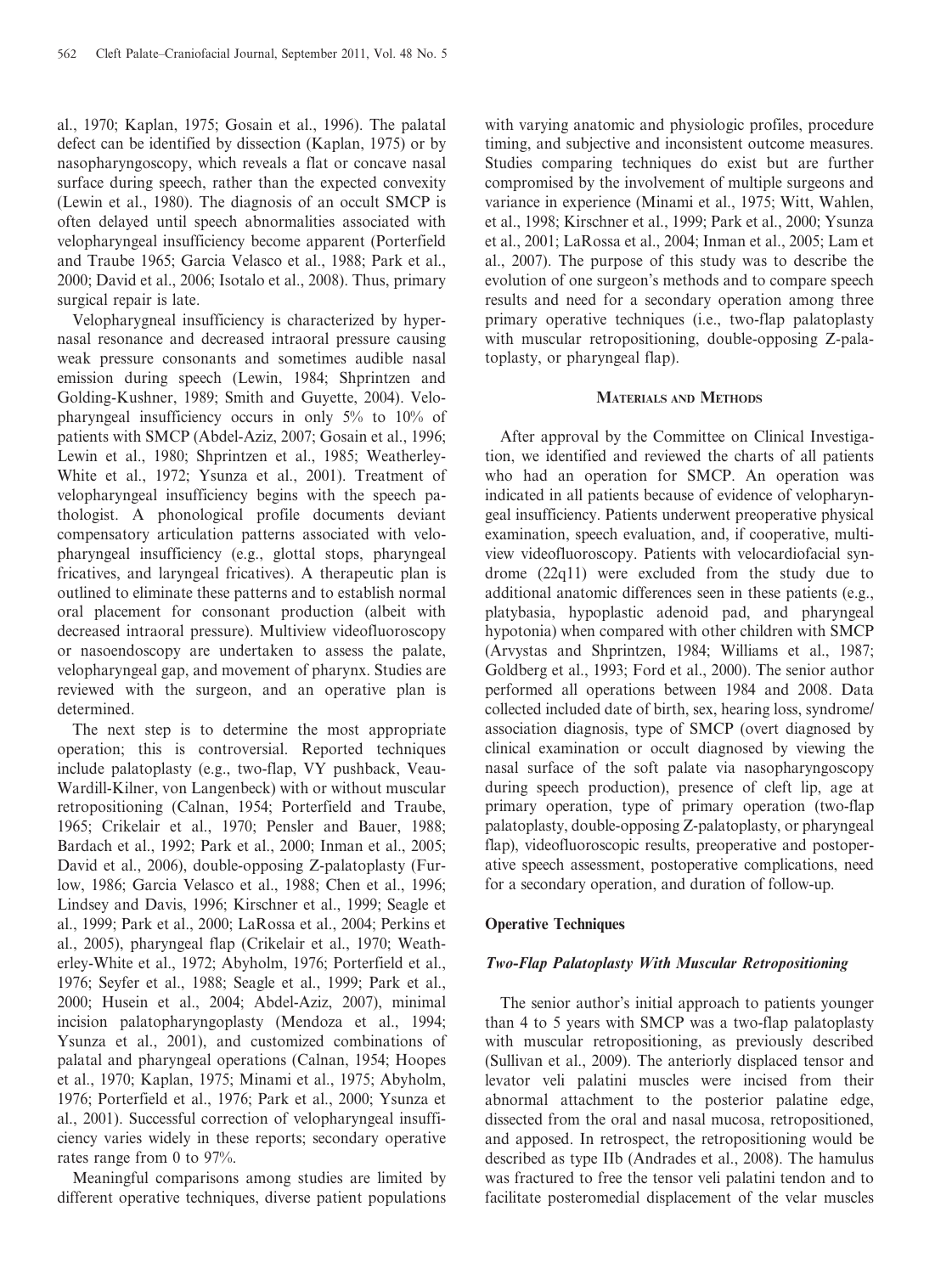al., 1970; Kaplan, 1975; Gosain et al., 1996). The palatal defect can be identified by dissection (Kaplan, 1975) or by nasopharyngoscopy, which reveals a flat or concave nasal surface during speech, rather than the expected convexity (Lewin et al., 1980). The diagnosis of an occult SMCP is often delayed until speech abnormalities associated with velopharyngeal insufficiency become apparent (Porterfield and Traube 1965; Garcia Velasco et al., 1988; Park et al., 2000; David et al., 2006; Isotalo et al., 2008). Thus, primary surgical repair is late.

Velopharygneal insufficiency is characterized by hypernasal resonance and decreased intraoral pressure causing weak pressure consonants and sometimes audible nasal emission during speech (Lewin, 1984; Shprintzen and Golding-Kushner, 1989; Smith and Guyette, 2004). Velopharyngeal insufficiency occurs in only 5% to 10% of patients with SMCP (Abdel-Aziz, 2007; Gosain et al., 1996; Lewin et al., 1980; Shprintzen et al., 1985; Weatherley-White et al., 1972; Ysunza et al., 2001). Treatment of velopharyngeal insufficiency begins with the speech pathologist. A phonological profile documents deviant compensatory articulation patterns associated with velopharyngeal insufficiency (e.g., glottal stops, pharyngeal fricatives, and laryngeal fricatives). A therapeutic plan is outlined to eliminate these patterns and to establish normal oral placement for consonant production (albeit with decreased intraoral pressure). Multiview videofluoroscopy or nasoendoscopy are undertaken to assess the palate, velopharyngeal gap, and movement of pharynx. Studies are reviewed with the surgeon, and an operative plan is determined.

The next step is to determine the most appropriate operation; this is controversial. Reported techniques include palatoplasty (e.g., two-flap, VY pushback, Veau-Wardill-Kilner, von Langenbeck) with or without muscular retropositioning (Calnan, 1954; Porterfield and Traube, 1965; Crikelair et al., 1970; Pensler and Bauer, 1988; Bardach et al., 1992; Park et al., 2000; Inman et al., 2005; David et al., 2006), double-opposing Z-palatoplasty (Furlow, 1986; Garcia Velasco et al., 1988; Chen et al., 1996; Lindsey and Davis, 1996; Kirschner et al., 1999; Seagle et al., 1999; Park et al., 2000; LaRossa et al., 2004; Perkins et al., 2005), pharyngeal flap (Crikelair et al., 1970; Weatherley-White et al., 1972; Abyholm, 1976; Porterfield et al., 1976; Seyfer et al., 1988; Seagle et al., 1999; Park et al., 2000; Husein et al., 2004; Abdel-Aziz, 2007), minimal incision palatopharyngoplasty (Mendoza et al., 1994; Ysunza et al., 2001), and customized combinations of palatal and pharyngeal operations (Calnan, 1954; Hoopes et al., 1970; Kaplan, 1975; Minami et al., 1975; Abyholm, 1976; Porterfield et al., 1976; Park et al., 2000; Ysunza et al., 2001). Successful correction of velopharyngeal insufficiency varies widely in these reports; secondary operative rates range from 0 to 97%.

Meaningful comparisons among studies are limited by different operative techniques, diverse patient populations with varying anatomic and physiologic profiles, procedure timing, and subjective and inconsistent outcome measures. Studies comparing techniques do exist but are further compromised by the involvement of multiple surgeons and variance in experience (Minami et al., 1975; Witt, Wahlen, et al., 1998; Kirschner et al., 1999; Park et al., 2000; Ysunza et al., 2001; LaRossa et al., 2004; Inman et al., 2005; Lam et al., 2007). The purpose of this study was to describe the evolution of one surgeon's methods and to compare speech results and need for a secondary operation among three primary operative techniques (i.e., two-flap palatoplasty with muscular retropositioning, double-opposing Z-palatoplasty, or pharyngeal flap).

## Materials and Methods

After approval by the Committee on Clinical Investigation, we identified and reviewed the charts of all patients who had an operation for SMCP. An operation was indicated in all patients because of evidence of velopharyngeal insufficiency. Patients underwent preoperative physical examination, speech evaluation, and, if cooperative, multiview videofluoroscopy. Patients with velocardiofacial syndrome (22q11) were excluded from the study due to additional anatomic differences seen in these patients (e.g., platybasia, hypoplastic adenoid pad, and pharyngeal hypotonia) when compared with other children with SMCP (Arvystas and Shprintzen, 1984; Williams et al., 1987; Goldberg et al., 1993; Ford et al., 2000). The senior author performed all operations between 1984 and 2008. Data collected included date of birth, sex, hearing loss, syndrome/association diagnosis, type of SMCP (overt diagnosed by clinical examination or occult diagnosed by viewing the nasal surface of the soft palate via nasopharyngoscopy during speech production), presence of cleft lip, age at primary operation, type of primary operation (two-flap palatoplasty, double-opposing Z-palatoplasty, or pharyngeal flap), videofluoroscopic results, preoperative and postoperative speech assessment, postoperative complications, need for a secondary operation, and duration of follow-up.

### Operative Techniques

#### *Two-Flap Palatoplasty With Muscular Retropositioning*

The senior author's initial approach to patients younger than 4 to 5 years with SMCP was a two-flap palatoplasty with muscular retropositioning, as previously described (Sullivan et al., 2009). The anteriorly displaced tensor and levator veli palatini muscles were incised from their abnormal attachment to the posterior palatine edge, dissected from the oral and nasal mucosa, retropositioned, and apposed. In retrospect, the retropositioning would be described as type IIb (Andrades et al., 2008). The hamulus was fractured to free the tensor veli palatini tendon and to facilitate posteromedial displacement of the velar muscles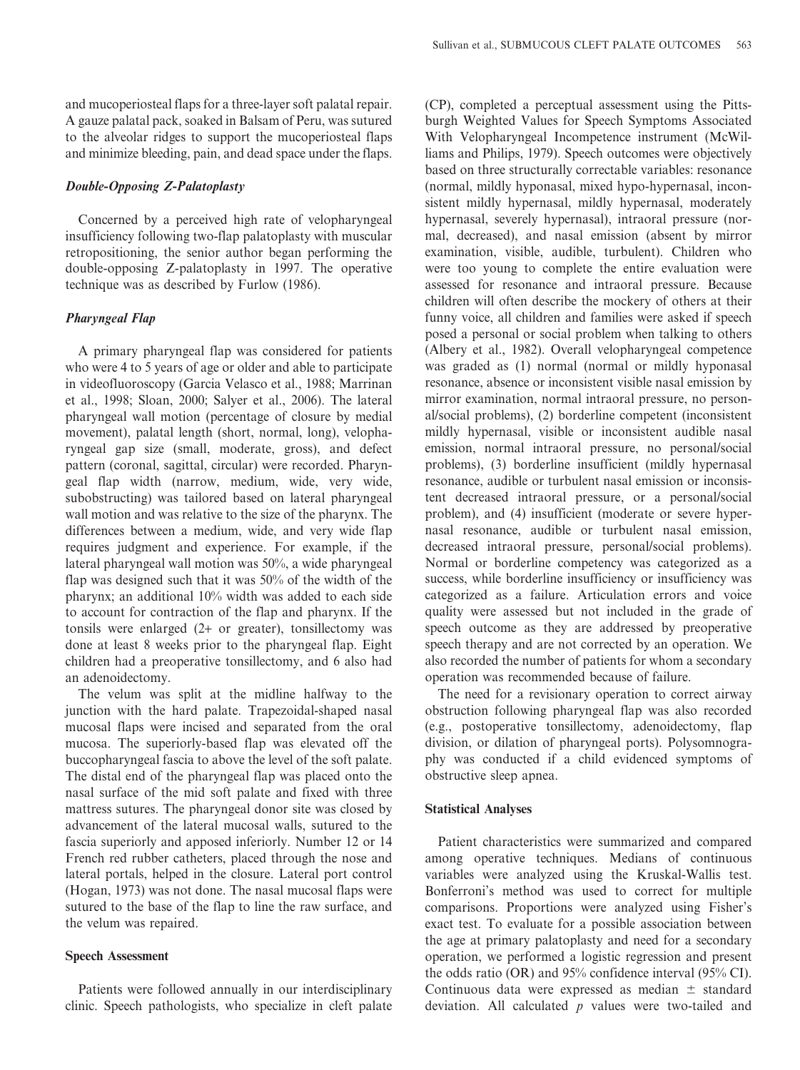and mucoperiosteal flaps for a three-layer soft palatal repair. A gauze palatal pack, soaked in Balsam of Peru, was sutured to the alveolar ridges to support the mucoperiosteal flaps and minimize bleeding, pain, and dead space under the flaps.

### *Double-Opposing Z-Palatoplasty*

Concerned by a perceived high rate of velopharyngeal insufficiency following two-flap palatoplasty with muscular retropositioning, the senior author began performing the double-opposing Z-palatoplasty in 1997. The operative technique was as described by Furlow (1986).

### *Pharyngeal Flap*

A primary pharyngeal flap was considered for patients who were 4 to 5 years of age or older and able to participate in videofluoroscopy (Garcia Velasco et al., 1988; Marrinan et al., 1998; Sloan, 2000; Salyer et al., 2006). The lateral pharyngeal wall motion (percentage of closure by medial movement), palatal length (short, normal, long), velopharyngeal gap size (small, moderate, gross), and defect pattern (coronal, sagittal, circular) were recorded. Pharyngeal flap width (narrow, medium, wide, very wide, subobstructing) was tailored based on lateral pharyngeal wall motion and was relative to the size of the pharynx. The differences between a medium, wide, and very wide flap requires judgment and experience. For example, if the lateral pharyngeal wall motion was 50%, a wide pharyngeal flap was designed such that it was 50% of the width of the pharynx; an additional 10% width was added to each side to account for contraction of the flap and pharynx. If the tonsils were enlarged (2+ or greater), tonsillectomy was done at least 8 weeks prior to the pharyngeal flap. Eight children had a preoperative tonsillectomy, and 6 also had an adenoidectomy.

The velum was split at the midline halfway to the junction with the hard palate. Trapezoidal-shaped nasal mucosal flaps were incised and separated from the oral mucosa. The superiorly-based flap was elevated off the buccopharyngeal fascia to above the level of the soft palate. The distal end of the pharyngeal flap was placed onto the nasal surface of the mid soft palate and fixed with three mattress sutures. The pharyngeal donor site was closed by advancement of the lateral mucosal walls, sutured to the fascia superiorly and apposed inferiorly. Number 12 or 14 French red rubber catheters, placed through the nose and lateral portals, helped in the closure. Lateral port control (Hogan, 1973) was not done. The nasal mucosal flaps were sutured to the base of the flap to line the raw surface, and the velum was repaired.

## Speech Assessment

Patients were followed annually in our interdisciplinary clinic. Speech pathologists, who specialize in cleft palate (CP), completed a perceptual assessment using the Pittsburgh Weighted Values for Speech Symptoms Associated With Velopharyngeal Incompetence instrument (McWilliams and Philips, 1979). Speech outcomes were objectively based on three structurally correctable variables: resonance (normal, mildly hyponasal, mixed hypo-hypernasal, inconsistent mildly hypernasal, mildly hypernasal, moderately hypernasal, severely hypernasal), intraoral pressure (normal, decreased), and nasal emission (absent by mirror examination, visible, audible, turbulent). Children who were too young to complete the entire evaluation were assessed for resonance and intraoral pressure. Because children will often describe the mockery of others at their funny voice, all children and families were asked if speech posed a personal or social problem when talking to others (Albery et al., 1982). Overall velopharyngeal competence was graded as (1) normal (normal or mildly hyponasal resonance, absence or inconsistent visible nasal emission by mirror examination, normal intraoral pressure, no personal/social problems), (2) borderline competent (inconsistent mildly hypernasal, visible or inconsistent audible nasal emission, normal intraoral pressure, no personal/social problems), (3) borderline insufficient (mildly hypernasal resonance, audible or turbulent nasal emission or inconsistent decreased intraoral pressure, or a personal/social problem), and (4) insufficient (moderate or severe hypernasal resonance, audible or turbulent nasal emission, decreased intraoral pressure, personal/social problems). Normal or borderline competency was categorized as a success, while borderline insufficiency or insufficiency was categorized as a failure. Articulation errors and voice quality were assessed but not included in the grade of speech outcome as they are addressed by preoperative speech therapy and are not corrected by an operation. We also recorded the number of patients for whom a secondary operation was recommended because of failure.

The need for a revisionary operation to correct airway obstruction following pharyngeal flap was also recorded (e.g., postoperative tonsillectomy, adenoidectomy, flap division, or dilation of pharyngeal ports). Polysomnography was conducted if a child evidenced symptoms of obstructive sleep apnea.

## Statistical Analyses

Patient characteristics were summarized and compared among operative techniques. Medians of continuous variables were analyzed using the Kruskal-Wallis test. Bonferroni's method was used to correct for multiple comparisons. Proportions were analyzed using Fisher's exact test. To evaluate for a possible association between the age at primary palatoplasty and need for a secondary operation, we performed a logistic regression and present the odds ratio (OR) and 95% confidence interval (95% CI). Continuous data were expressed as median $\pm$ standard deviation. All calculated $p$ values were two-tailed and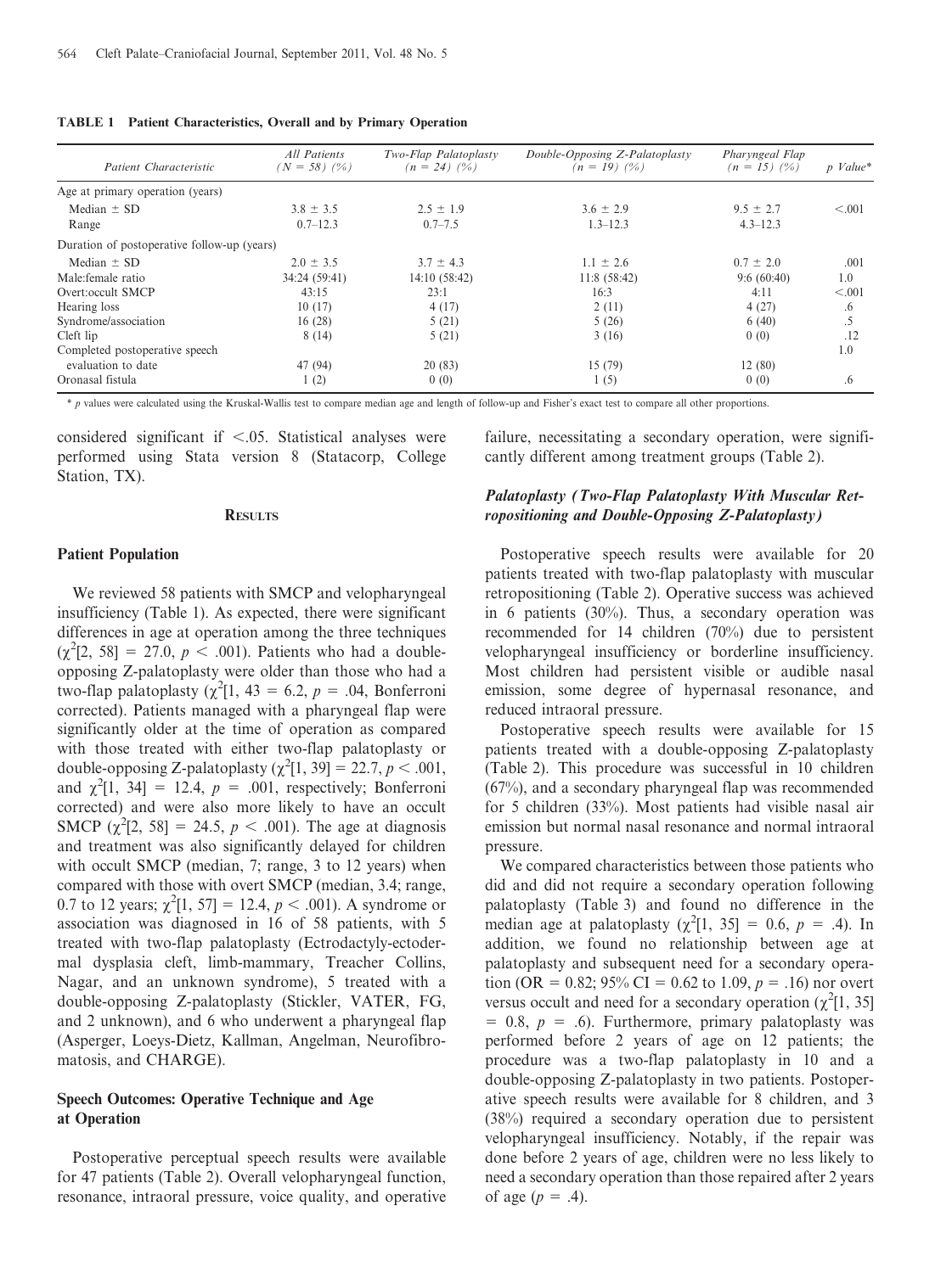**TABLE 1 Patient Characteristics, Overall and by Primary Operation**

| *Patient Characteristic* | *All Patients (N = 58) (%)* | *Two-Flap Palatoplasty (n = 24) (%)* | *Double-Opposing Z-Palatoplasty (n = 19) (%)* | *Pharyngeal Flap (n = 15) (%)* | *p Value** |
|---|---|---|---|---|---|
| Age at primary operation (years) | | | | | |
| Median ± SD | 3.8 ± 3.5 | 2.5 ± 1.9 | 3.6 ± 2.9 | 9.5 ± 2.7 | <.001 |
| Range | 0.7–12.3 | 0.7–7.5 | 1.3–12.3 | 4.3–12.3 | |
| Duration of postoperative follow-up (years) | | | | | |
| Median ± SD | 2.0 ± 3.5 | 3.7 ± 4.3 | 1.1 ± 2.6 | 0.7 ± 2.0 | .001 |
| Male:female ratio | 34:24 (59:41) | 14:10 (58:42) | 11:8 (58:42) | 9:6 (60:40) | 1.0 |
| Overt:occult SMCP | 43:15 | 23:1 | 16:3 | 4:11 | <.001 |
| Hearing loss | 10 (17) | 4 (17) | 2 (11) | 4 (27) | .6 |
| Syndrome/association | 16 (28) | 5 (21) | 5 (26) | 6 (40) | .5 |
| Cleft lip | 8 (14) | 5 (21) | 3 (16) | 0 (0) | .12 |
| Completed postoperative speech evaluation to date | 47 (94) | 20 (83) | 15 (79) | 12 (80) | 1.0 |
| Oronasal fistula | 1 (2) | 0 (0) | 1 (5) | 0 (0) | .6 |

\* *p* values were calculated using the Kruskal-Wallis test to compare median age and length of follow-up and Fisher's exact test to compare all other proportions.

considered significant if <.05. Statistical analyses were performed using Stata version 8 (Statacorp, College Station, TX).

## Results

### Patient Population

We reviewed 58 patients with SMCP and velopharyngeal insufficiency (Table 1). As expected, there were significant differences in age at operation among the three techniques ($\chi^2[2, 58] = 27.0$, $p < .001$). Patients who had a double-opposing Z-palatoplasty were older than those who had a two-flap palatoplasty ($\chi^2[1, 43 = 6.2$, $p = .04$, Bonferroni corrected). Patients managed with a pharyngeal flap were significantly older at the time of operation as compared with those treated with either two-flap palatoplasty or double-opposing Z-palatoplasty ($\chi^2[1, 39] = 22.7$, $p < .001$, and $\chi^2[1, 34] = 12.4$, $p = .001$, respectively; Bonferroni corrected) and were also more likely to have an occult SMCP ($\chi^2[2, 58] = 24.5$, $p < .001$). The age at diagnosis and treatment was also significantly delayed for children with occult SMCP (median, 7; range, 3 to 12 years) when compared with those with overt SMCP (median, 3.4; range, 0.7 to 12 years; $\chi^2[1, 57] = 12.4$, $p < .001$). A syndrome or association was diagnosed in 16 of 58 patients, with 5 treated with two-flap palatoplasty (Ectrodactyly-ectodermal dysplasia cleft, limb-mammary, Treacher Collins, Nagar, and an unknown syndrome), 5 treated with a double-opposing Z-palatoplasty (Stickler, VATER, FG, and 2 unknown), and 6 who underwent a pharyngeal flap (Asperger, Loeys-Dietz, Kallman, Angelman, Neurofibromatosis, and CHARGE).

### Speech Outcomes: Operative Technique and Age at Operation

Postoperative perceptual speech results were available for 47 patients (Table 2). Overall velopharyngeal function, resonance, intraoral pressure, voice quality, and operative failure, necessitating a secondary operation, were significantly different among treatment groups (Table 2).

### *Palatoplasty (Two-Flap Palatoplasty With Muscular Retropositioning and Double-Opposing Z-Palatoplasty)*

Postoperative speech results were available for 20 patients treated with two-flap palatoplasty with muscular retropositioning (Table 2). Operative success was achieved in 6 patients (30%). Thus, a secondary operation was recommended for 14 children (70%) due to persistent velopharyngeal insufficiency or borderline insufficiency. Most children had persistent visible or audible nasal emission, some degree of hypernasal resonance, and reduced intraoral pressure.

Postoperative speech results were available for 15 patients treated with a double-opposing Z-palatoplasty (Table 2). This procedure was successful in 10 children (67%), and a secondary pharyngeal flap was recommended for 5 children (33%). Most patients had visible nasal air emission but normal nasal resonance and normal intraoral pressure.

We compared characteristics between those patients who did and did not require a secondary operation following palatoplasty (Table 3) and found no difference in the median age at palatoplasty ($\chi^2[1, 35] = 0.6$, $p = .4$). In addition, we found no relationship between age at palatoplasty and subsequent need for a secondary operation (OR = 0.82; 95% CI = 0.62 to 1.09, $p = .16$) nor overt versus occult and need for a secondary operation ($\chi^2[1, 35] = 0.8$, $p = .6$). Furthermore, primary palatoplasty was performed before 2 years of age on 12 patients; the procedure was a two-flap palatoplasty in 10 and a double-opposing Z-palatoplasty in two patients. Postoperative speech results were available for 8 children, and 3 (38%) required a secondary operation due to persistent velopharyngeal insufficiency. Notably, if the repair was done before 2 years of age, children were no less likely to need a secondary operation than those repaired after 2 years of age ($p = .4$).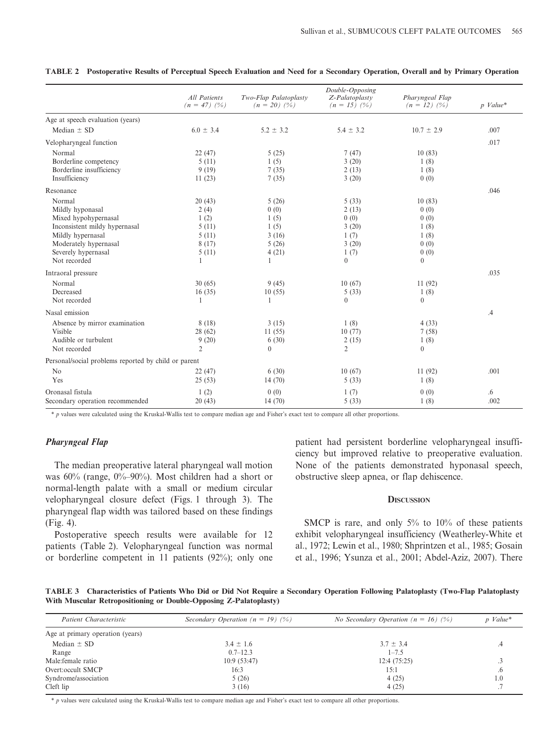**TABLE 2 Postoperative Results of Perceptual Speech Evaluation and Need for a Secondary Operation, Overall and by Primary Operation**

| | *All Patients (n = 47) (%)* | *Two-Flap Palatoplasty (n = 20) (%)* | *Double-Opposing Z-Palatoplasty (n = 15) (%)* | *Pharyngeal Flap (n = 12) (%)* | *p Value\** |
|---|---|---|---|---|---|
| Age at speech evaluation (years) | | | | | |
| Median ± SD | 6.0 ± 3.4 | 5.2 ± 3.2 | 5.4 ± 3.2 | 10.7 ± 2.9 | .007 |
| Velopharyngeal function | | | | | .017 |
| Normal | 22 (47) | 5 (25) | 7 (47) | 10 (83) | |
| Borderline competency | 5 (11) | 1 (5) | 3 (20) | 1 (8) | |
| Borderline insufficiency | 9 (19) | 7 (35) | 2 (13) | 1 (8) | |
| Insufficiency | 11 (23) | 7 (35) | 3 (20) | 0 (0) | |
| Resonance | | | | | .046 |
| Normal | 20 (43) | 5 (26) | 5 (33) | 10 (83) | |
| Mildly hyponasal | 2 (4) | 0 (0) | 2 (13) | 0 (0) | |
| Mixed hypohypernasal | 1 (2) | 1 (5) | 0 (0) | 0 (0) | |
| Inconsistent mildy hypernasal | 5 (11) | 1 (5) | 3 (20) | 1 (8) | |
| Mildly hypernasal | 5 (11) | 3 (16) | 1 (7) | 1 (8) | |
| Moderately hypernasal | 8 (17) | 5 (26) | 3 (20) | 0 (0) | |
| Severely hypernasal | 5 (11) | 4 (21) | 1 (7) | 0 (0) | |
| Not recorded | 1 | 1 | 0 | 0 | |
| Intraoral pressure | | | | | .035 |
| Normal | 30 (65) | 9 (45) | 10 (67) | 11 (92) | |
| Decreased | 16 (35) | 10 (55) | 5 (33) | 1 (8) | |
| Not recorded | 1 | 1 | 0 | 0 | |
| Nasal emission | | | | | .4 |
| Absence by mirror examination | 8 (18) | 3 (15) | 1 (8) | 4 (33) | |
| Visible | 28 (62) | 11 (55) | 10 (77) | 7 (58) | |
| Audible or turbulent | 9 (20) | 6 (30) | 2 (15) | 1 (8) | |
| Not recorded | 2 | 0 | 2 | 0 | |
| Personal/social problems reported by child or parent | | | | | |
| No | 22 (47) | 6 (30) | 10 (67) | 11 (92) | .001 |
| Yes | 25 (53) | 14 (70) | 5 (33) | 1 (8) | |
| Oronasal fistula | 1 (2) | 0 (0) | 1 (7) | 0 (0) | .6 |
| Secondary operation recommended | 20 (43) | 14 (70) | 5 (33) | 1 (8) | .002 |

\* *p* values were calculated using the Kruskal-Wallis test to compare median age and Fisher's exact test to compare all other proportions.

### *Pharyngeal Flap*

The median preoperative lateral pharyngeal wall motion was 60% (range, 0%–90%). Most children had a short or normal-length palate with a small or medium circular velopharyngeal closure defect (Figs. 1 through 3). The pharyngeal flap width was tailored based on these findings (Fig. 4).

Postoperative speech results were available for 12 patients (Table 2). Velopharyngeal function was normal or borderline competent in 11 patients (92%); only one patient had persistent borderline velopharyngeal insufficiency but improved relative to preoperative evaluation. None of the patients demonstrated hyponasal speech, obstructive sleep apnea, or flap dehiscence.

## Discussion

SMCP is rare, and only 5% to 10% of these patients exhibit velopharyngeal insufficiency (Weatherley-White et al., 1972; Lewin et al., 1980; Shprintzen et al., 1985; Gosain et al., 1996; Ysunza et al., 2001; Abdel-Aziz, 2007). There

**TABLE 3 Characteristics of Patients Who Did or Did Not Require a Secondary Operation Following Palatoplasty (Two-Flap Palatoplasty With Muscular Retropositioning or Double-Opposing Z-Palatoplasty)**

| *Patient Characteristic* | *Secondary Operation (n = 19) (%)* | *No Secondary Operation (n = 16) (%)* | *p Value\** |
|---|---|---|---|
| Age at primary operation (years) | | | |
| Median ± SD | 3.4 ± 1.6 | 3.7 ± 3.4 | .4 |
| Range | 0.7–12.3 | 1–7.5 | |
| Male:female ratio | 10:9 (53:47) | 12:4 (75:25) | .3 |
| Overt:occult SMCP | 16:3 | 15:1 | .6 |
| Syndrome/association | 5 (26) | 4 (25) | 1.0 |
| Cleft lip | 3 (16) | 4 (25) | .7 |

\* *p* values were calculated using the Kruskal-Wallis test to compare median age and Fisher's exact test to compare all other proportions.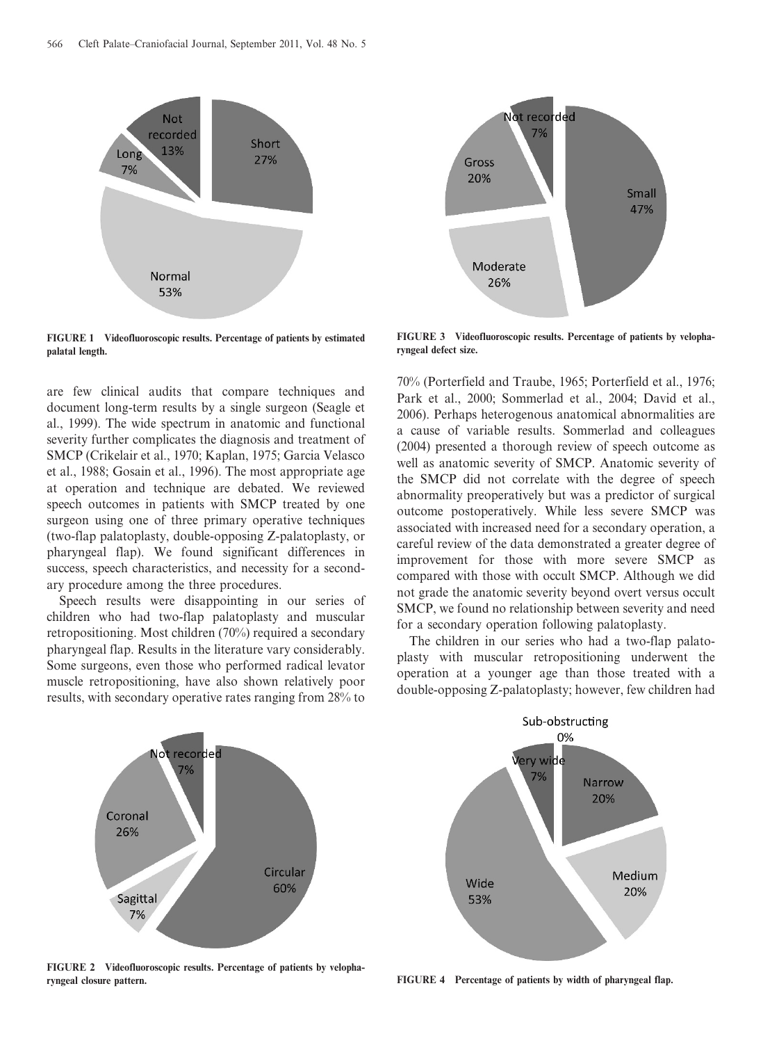FIGURE 1 Videofluoroscopic results. Percentage of patients by estimated palatal length.

FIGURE 3 Videofluoroscopic results. Percentage of patients by velopharyngeal defect size.

are few clinical audits that compare techniques and document long-term results by a single surgeon (Seagle et al., 1999). The wide spectrum in anatomic and functional severity further complicates the diagnosis and treatment of SMCP (Crikelair et al., 1970; Kaplan, 1975; Garcia Velasco et al., 1988; Gosain et al., 1996). The most appropriate age at operation and technique are debated. We reviewed speech outcomes in patients with SMCP treated by one surgeon using one of three primary operative techniques (two-flap palatoplasty, double-opposing Z-palatoplasty, or pharyngeal flap). We found significant differences in success, speech characteristics, and necessity for a secondary procedure among the three procedures.

Speech results were disappointing in our series of children who had two-flap palatoplasty and muscular retropositioning. Most children (70%) required a secondary pharyngeal flap. Results in the literature vary considerably. Some surgeons, even those who performed radical levator muscle retropositioning, have also shown relatively poor results, with secondary operative rates ranging from 28% to 70% (Porterfield and Traube, 1965; Porterfield et al., 1976; Park et al., 2000; Sommerlad et al., 2004; David et al., 2006). Perhaps heterogenous anatomical abnormalities are a cause of variable results. Sommerlad and colleagues (2004) presented a thorough review of speech outcome as well as anatomic severity of SMCP. Anatomic severity of the SMCP did not correlate with the degree of speech abnormality preoperatively but was a predictor of surgical outcome postoperatively. While less severe SMCP was associated with increased need for a secondary operation, a careful review of the data demonstrated a greater degree of improvement for those with more severe SMCP as compared with those with occult SMCP. Although we did not grade the anatomic severity beyond overt versus occult SMCP, we found no relationship between severity and need for a secondary operation following palatoplasty.

The children in our series who had a two-flap palatoplasty with muscular retropositioning underwent the operation at a younger age than those treated with a double-opposing Z-palatoplasty; however, few children had

FIGURE 2 Videofluoroscopic results. Percentage of patients by velopharyngeal closure pattern.

FIGURE 4 Percentage of patients by width of pharyngeal flap.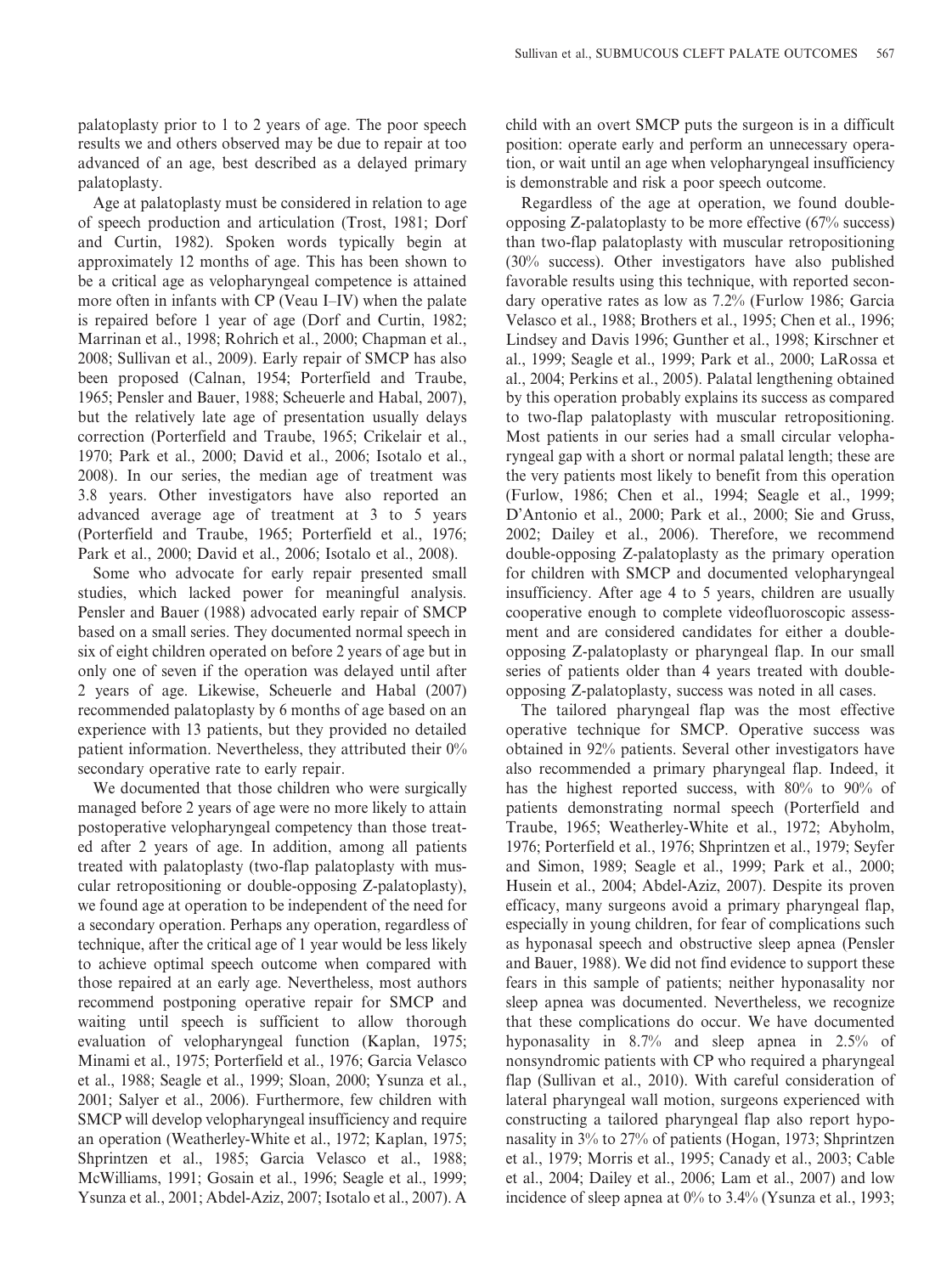palatoplasty prior to 1 to 2 years of age. The poor speech results we and others observed may be due to repair at too advanced of an age, best described as a delayed primary palatoplasty.

Age at palatoplasty must be considered in relation to age of speech production and articulation (Trost, 1981; Dorf and Curtin, 1982). Spoken words typically begin at approximately 12 months of age. This has been shown to be a critical age as velopharyngeal competence is attained more often in infants with CP (Veau I–IV) when the palate is repaired before 1 year of age (Dorf and Curtin, 1982; Marrinan et al., 1998; Rohrich et al., 2000; Chapman et al., 2008; Sullivan et al., 2009). Early repair of SMCP has also been proposed (Calnan, 1954; Porterfield and Traube, 1965; Pensler and Bauer, 1988; Scheuerle and Habal, 2007), but the relatively late age of presentation usually delays correction (Porterfield and Traube, 1965; Crikelair et al., 1970; Park et al., 2000; David et al., 2006; Isotalo et al., 2008). In our series, the median age of treatment was 3.8 years. Other investigators have also reported an advanced average age of treatment at 3 to 5 years (Porterfield and Traube, 1965; Porterfield et al., 1976; Park et al., 2000; David et al., 2006; Isotalo et al., 2008).

Some who advocate for early repair presented small studies, which lacked power for meaningful analysis. Pensler and Bauer (1988) advocated early repair of SMCP based on a small series. They documented normal speech in six of eight children operated on before 2 years of age but in only one of seven if the operation was delayed until after 2 years of age. Likewise, Scheuerle and Habal (2007) recommended palatoplasty by 6 months of age based on an experience with 13 patients, but they provided no detailed patient information. Nevertheless, they attributed their 0% secondary operative rate to early repair.

We documented that those children who were surgically managed before 2 years of age were no more likely to attain postoperative velopharyngeal competency than those treated after 2 years of age. In addition, among all patients treated with palatoplasty (two-flap palatoplasty with muscular retropositioning or double-opposing Z-palatoplasty), we found age at operation to be independent of the need for a secondary operation. Perhaps any operation, regardless of technique, after the critical age of 1 year would be less likely to achieve optimal speech outcome when compared with those repaired at an early age. Nevertheless, most authors recommend postponing operative repair for SMCP and waiting until speech is sufficient to allow thorough evaluation of velopharyngeal function (Kaplan, 1975; Minami et al., 1975; Porterfield et al., 1976; Garcia Velasco et al., 1988; Seagle et al., 1999; Sloan, 2000; Ysunza et al., 2001; Salyer et al., 2006). Furthermore, few children with SMCP will develop velopharyngeal insufficiency and require an operation (Weatherley-White et al., 1972; Kaplan, 1975; Shprintzen et al., 1985; Garcia Velasco et al., 1988; McWilliams, 1991; Gosain et al., 1996; Seagle et al., 1999; Ysunza et al., 2001; Abdel-Aziz, 2007; Isotalo et al., 2007). A child with an overt SMCP puts the surgeon is in a difficult position: operate early and perform an unnecessary operation, or wait until an age when velopharyngeal insufficiency is demonstrable and risk a poor speech outcome.

Regardless of the age at operation, we found double-opposing Z-palatoplasty to be more effective (67% success) than two-flap palatoplasty with muscular retropositioning (30% success). Other investigators have also published favorable results using this technique, with reported secondary operative rates as low as 7.2% (Furlow 1986; Garcia Velasco et al., 1988; Brothers et al., 1995; Chen et al., 1996; Lindsey and Davis 1996; Gunther et al., 1998; Kirschner et al., 1999; Seagle et al., 1999; Park et al., 2000; LaRossa et al., 2004; Perkins et al., 2005). Palatal lengthening obtained by this operation probably explains its success as compared to two-flap palatoplasty with muscular retropositioning. Most patients in our series had a small circular velopharyngeal gap with a short or normal palatal length; these are the very patients most likely to benefit from this operation (Furlow, 1986; Chen et al., 1994; Seagle et al., 1999; D'Antonio et al., 2000; Park et al., 2000; Sie and Gruss, 2002; Dailey et al., 2006). Therefore, we recommend double-opposing Z-palatoplasty as the primary operation for children with SMCP and documented velopharyngeal insufficiency. After age 4 to 5 years, children are usually cooperative enough to complete videofluoroscopic assessment and are considered candidates for either a double-opposing Z-palatoplasty or pharyngeal flap. In our small series of patients older than 4 years treated with double-opposing Z-palatoplasty, success was noted in all cases.

The tailored pharyngeal flap was the most effective operative technique for SMCP. Operative success was obtained in 92% patients. Several other investigators have also recommended a primary pharyngeal flap. Indeed, it has the highest reported success, with 80% to 90% of patients demonstrating normal speech (Porterfield and Traube, 1965; Weatherley-White et al., 1972; Abyholm, 1976; Porterfield et al., 1976; Shprintzen et al., 1979; Seyfer and Simon, 1989; Seagle et al., 1999; Park et al., 2000; Husein et al., 2004; Abdel-Aziz, 2007). Despite its proven efficacy, many surgeons avoid a primary pharyngeal flap, especially in young children, for fear of complications such as hyponasal speech and obstructive sleep apnea (Pensler and Bauer, 1988). We did not find evidence to support these fears in this sample of patients; neither hyponasality nor sleep apnea was documented. Nevertheless, we recognize that these complications do occur. We have documented hyponasality in 8.7% and sleep apnea in 2.5% of nonsyndromic patients with CP who required a pharyngeal flap (Sullivan et al., 2010). With careful consideration of lateral pharyngeal wall motion, surgeons experienced with constructing a tailored pharyngeal flap also report hyponasality in 3% to 27% of patients (Hogan, 1973; Shprintzen et al., 1979; Morris et al., 1995; Canady et al., 2003; Cable et al., 2004; Dailey et al., 2006; Lam et al., 2007) and low incidence of sleep apnea at 0% to 3.4% (Ysunza et al., 1993;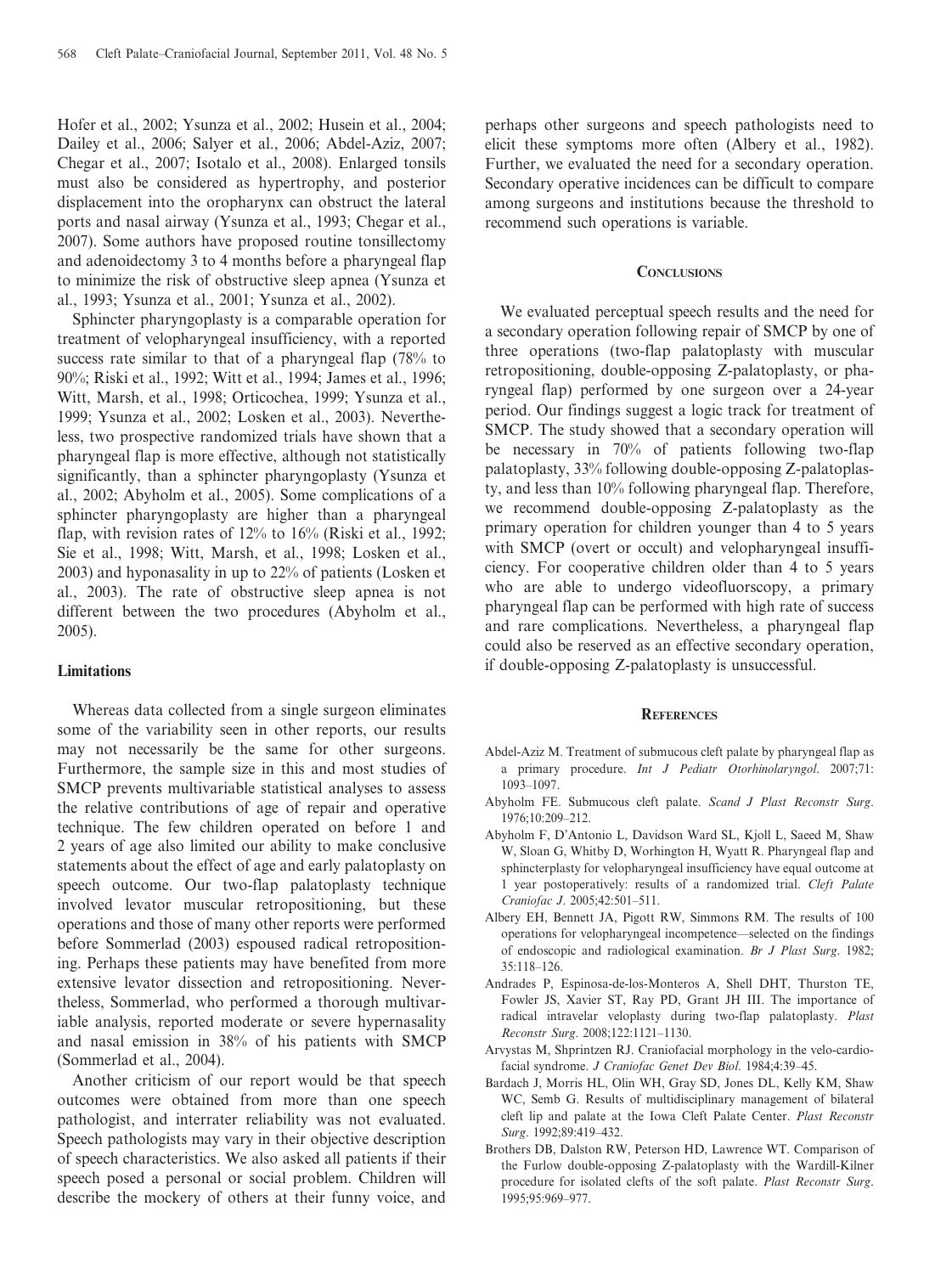Hofer et al., 2002; Ysunza et al., 2002; Husein et al., 2004; Dailey et al., 2006; Salyer et al., 2006; Abdel-Aziz, 2007; Chegar et al., 2007; Isotalo et al., 2008). Enlarged tonsils must also be considered as hypertrophy, and posterior displacement into the oropharynx can obstruct the lateral ports and nasal airway (Ysunza et al., 1993; Chegar et al., 2007). Some authors have proposed routine tonsillectomy and adenoidectomy 3 to 4 months before a pharyngeal flap to minimize the risk of obstructive sleep apnea (Ysunza et al., 1993; Ysunza et al., 2001; Ysunza et al., 2002).

Sphincter pharyngoplasty is a comparable operation for treatment of velopharyngeal insufficiency, with a reported success rate similar to that of a pharyngeal flap (78% to 90%; Riski et al., 1992; Witt et al., 1994; James et al., 1996; Witt, Marsh, et al., 1998; Orticochea, 1999; Ysunza et al., 1999; Ysunza et al., 2002; Losken et al., 2003). Nevertheless, two prospective randomized trials have shown that a pharyngeal flap is more effective, although not statistically significantly, than a sphincter pharyngoplasty (Ysunza et al., 2002; Abyholm et al., 2005). Some complications of a sphincter pharyngoplasty are higher than a pharyngeal flap, with revision rates of 12% to 16% (Riski et al., 1992; Sie et al., 1998; Witt, Marsh, et al., 1998; Losken et al., 2003) and hyponasality in up to 22% of patients (Losken et al., 2003). The rate of obstructive sleep apnea is not different between the two procedures (Abyholm et al., 2005).

### Limitations

Whereas data collected from a single surgeon eliminates some of the variability seen in other reports, our results may not necessarily be the same for other surgeons. Furthermore, the sample size in this and most studies of SMCP prevents multivariable statistical analyses to assess the relative contributions of age of repair and operative technique. The few children operated on before 1 and 2 years of age also limited our ability to make conclusive statements about the effect of age and early palatoplasty on speech outcome. Our two-flap palatoplasty technique involved levator muscular retropositioning, but these operations and those of many other reports were performed before Sommerlad (2003) espoused radical retropositioning. Perhaps these patients may have benefited from more extensive levator dissection and retropositioning. Nevertheless, Sommerlad, who performed a thorough multivariable analysis, reported moderate or severe hypernasality and nasal emission in 38% of his patients with SMCP (Sommerlad et al., 2004).

Another criticism of our report would be that speech outcomes were obtained from more than one speech pathologist, and interrater reliability was not evaluated. Speech pathologists may vary in their objective description of speech characteristics. We also asked all patients if their speech posed a personal or social problem. Children will describe the mockery of others at their funny voice, and perhaps other surgeons and speech pathologists need to elicit these symptoms more often (Albery et al., 1982). Further, we evaluated the need for a secondary operation. Secondary operative incidences can be difficult to compare among surgeons and institutions because the threshold to recommend such operations is variable.

## Conclusions

We evaluated perceptual speech results and the need for a secondary operation following repair of SMCP by one of three operations (two-flap palatoplasty with muscular retropositioning, double-opposing Z-palatoplasty, or pharyngeal flap) performed by one surgeon over a 24-year period. Our findings suggest a logic track for treatment of SMCP. The study showed that a secondary operation will be necessary in 70% of patients following two-flap palatoplasty, 33% following double-opposing Z-palatoplasty, and less than 10% following pharyngeal flap. Therefore, we recommend double-opposing Z-palatoplasty as the primary operation for children younger than 4 to 5 years with SMCP (overt or occult) and velopharyngeal insufficiency. For cooperative children older than 4 to 5 years who are able to undergo videofluorscopy, a primary pharyngeal flap can be performed with high rate of success and rare complications. Nevertheless, a pharyngeal flap could also be reserved as an effective secondary operation, if double-opposing Z-palatoplasty is unsuccessful.

## References

Abdel-Aziz M. Treatment of submucous cleft palate by pharyngeal flap as a primary procedure. *Int J Pediatr Otorhinolaryngol*. 2007;71:1093–1097.

Abyholm FE. Submucous cleft palate. *Scand J Plast Reconstr Surg*. 1976;10:209–212.

Abyholm F, D'Antonio L, Davidson Ward SL, Kjoll L, Saeed M, Shaw W, Sloan G, Whitby D, Worhington H, Wyatt R. Pharyngeal flap and sphincterplasty for velopharyngeal insufficiency have equal outcome at 1 year postoperatively: results of a randomized trial. *Cleft Palate Craniofac J*. 2005;42:501–511.

Albery EH, Bennett JA, Pigott RW, Simmons RM. The results of 100 operations for velopharyngeal incompetence—selected on the findings of endoscopic and radiological examination. *Br J Plast Surg*. 1982;35:118–126.

Andrades P, Espinosa-de-los-Monteros A, Shell DHT, Thurston TE, Fowler JS, Xavier ST, Ray PD, Grant JH III. The importance of radical intravelar veloplasty during two-flap palatoplasty. *Plast Reconstr Surg*. 2008;122:1121–1130.

Arvystas M, Shprintzen RJ. Craniofacial morphology in the velo-cardio-facial syndrome. *J Craniofac Genet Dev Biol*. 1984;4:39–45.

Bardach J, Morris HL, Olin WH, Gray SD, Jones DL, Kelly KM, Shaw WC, Semb G. Results of multidisciplinary management of bilateral cleft lip and palate at the Iowa Cleft Palate Center. *Plast Reconstr Surg*. 1992;89:419–432.

Brothers DB, Dalston RW, Peterson HD, Lawrence WT. Comparison of the Furlow double-opposing Z-palatoplasty with the Wardill-Kilner procedure for isolated clefts of the soft palate. *Plast Reconstr Surg*. 1995;95:969–977.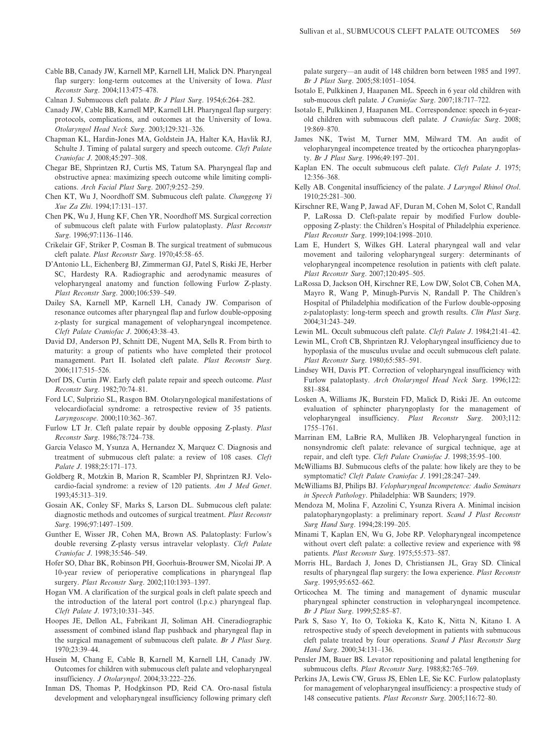Cable BB, Canady JW, Karnell MP, Karnell LH, Malick DN. Pharyngeal flap surgery: long-term outcomes at the University of Iowa. *Plast Reconstr Surg*. 2004;113:475–478.

Calnan J. Submucous cleft palate. *Br J Plast Surg*. 1954;6:264–282.

Canady JW, Cable BB, Karnell MP, Karnell LH. Pharyngeal flap surgery: protocols, complications, and outcomes at the University of Iowa. *Otolaryngol Head Neck Surg*. 2003;129:321–326.

Chapman KL, Hardin-Jones MA, Goldstein JA, Halter KA, Havlik RJ, Schulte J. Timing of palatal surgery and speech outcome. *Cleft Palate Craniofac J*. 2008;45:297–308.

Chegar BE, Shprintzen RJ, Curtis MS, Tatum SA. Pharyngeal flap and obstructive apnea: maximizing speech outcome while limiting complications. *Arch Facial Plast Surg*. 2007;9:252–259.

Chen KT, Wu J, Noordhoff SM. Submucous cleft palate. *Changgeng Yi Xue Za Zhi*. 1994;17:131–137.

Chen PK, Wu J, Hung KF, Chen YR, Noordhoff MS. Surgical correction of submucous cleft palate with Furlow palatoplasty. *Plast Reconstr Surg*. 1996;97:1136–1146.

Crikelair GF, Striker P, Cosman B. The surgical treatment of submucous cleft palate. *Plast Reconstr Surg*. 1970;45:58–65.

D'Antonio LL, Eichenberg BJ, Zimmerman GJ, Patel S, Riski JE, Herber SC, Hardesty RA. Radiographic and aerodynamic measures of velopharyngeal anatomy and function following Furlow Z-plasty. *Plast Reconstr Surg*. 2000;106:539–549.

Dailey SA, Karnell MP, Karnell LH, Canady JW. Comparison of resonance outcomes after pharyngeal flap and furlow double-opposing z-plasty for surgical management of velopharyngeal incompetence. *Cleft Palate Craniofac J*. 2006;43:38–43.

David DJ, Anderson PJ, Schnitt DE, Nugent MA, Sells R. From birth to maturity: a group of patients who have completed their protocol management. Part II. Isolated cleft palate. *Plast Reconstr Surg*. 2006;117:515–526.

Dorf DS, Curtin JW. Early cleft palate repair and speech outcome. *Plast Reconstr Surg*. 1982;70:74–81.

Ford LC, Sulprizio SL, Rasgon BM. Otolaryngological manifestations of velocardiofacial syndrome: a retrospective review of 35 patients. *Laryngoscope*. 2000;110:362–367.

Furlow LT Jr. Cleft palate repair by double opposing Z-plasty. *Plast Reconstr Surg*. 1986;78:724–738.

Garcia Velasco M, Ysunza A, Hernandez X, Marquez C. Diagnosis and treatment of submucous cleft palate: a review of 108 cases. *Cleft Palate J*. 1988;25:171–173.

Goldberg R, Motzkin B, Marion R, Scambler PJ, Shprintzen RJ. Velo-cardio-facial syndrome: a review of 120 patients. *Am J Med Genet*. 1993;45:313–319.

Gosain AK, Conley SF, Marks S, Larson DL. Submucous cleft palate: diagnostic methods and outcomes of surgical treatment. *Plast Reconstr Surg*. 1996;97:1497–1509.

Gunther E, Wisser JR, Cohen MA, Brown AS. Palatoplasty: Furlow's double reversing Z-plasty versus intravelar veloplasty. *Cleft Palate Craniofac J*. 1998;35:546–549.

Hofer SO, Dhar BK, Robinson PH, Goorhuis-Brouwer SM, Nicolai JP. A 10-year review of perioperative complications in pharyngeal flap surgery. *Plast Reconstr Surg*. 2002;110:1393–1397.

Hogan VM. A clarification of the surgical goals in cleft palate speech and the introduction of the lateral port control (l.p.c.) pharyngeal flap. *Cleft Palate J*. 1973;10:331–345.

Hoopes JE, Dellon AL, Fabrikant JI, Soliman AH. Cineradiographic assessment of combined island flap pushback and pharyngeal flap in the surgical management of submucous cleft palate. *Br J Plast Surg*. 1970;23:39–44.

Husein M, Chang E, Cable B, Karnell M, Karnell LH, Canady JW. Outcomes for children with submucous cleft palate and velopharyngeal insufficiency. *J Otolaryngol*. 2004;33:222–226.

Inman DS, Thomas P, Hodgkinson PD, Reid CA. Oro-nasal fistula development and velopharyngeal insufficiency following primary cleft palate surgery—an audit of 148 children born between 1985 and 1997. *Br J Plast Surg*. 2005;58:1051–1054.

Isotalo E, Pulkkinen J, Haapanen ML. Speech in 6 year old children with sub-mucous cleft palate. *J Craniofac Surg*. 2007;18:717–722.

Isotalo E, Pulkkinen J, Haapanen ML. Correspondence: speech in 6-year-old children with submucous cleft palate. *J Craniofac Surg*. 2008;19:869–870.

James NK, Twist M, Turner MM, Milward TM. An audit of velopharyngeal incompetence treated by the orticochea pharyngoplasty. *Br J Plast Surg*. 1996;49:197–201.

Kaplan EN. The occult submucous cleft palate. *Cleft Palate J*. 1975;12:356–368.

Kelly AB. Congenital insufficiency of the palate. *J Laryngol Rhinol Otol*. 1910;25:281–300.

Kirschner RE, Wang P, Jawad AF, Duran M, Cohen M, Solot C, Randall P, LaRossa D. Cleft-palate repair by modified Furlow double-opposing Z-plasty: the Children's Hospital of Philadelphia experience. *Plast Reconstr Surg*. 1999;104:1998–2010.

Lam E, Hundert S, Wilkes GH. Lateral pharyngeal wall and velar movement and tailoring velopharyngeal surgery: determinants of velopharyngeal incompetence resolution in patients with cleft palate. *Plast Reconstr Surg*. 2007;120:495–505.

LaRossa D, Jackson OH, Kirschner RE, Low DW, Solot CB, Cohen MA, Mayro R, Wang P, Minugh-Purvis N, Randall P. The Children's Hospital of Philadelphia modification of the Furlow double-opposing z-palatoplasty: long-term speech and growth results. *Clin Plast Surg*. 2004;31:243–249.

Lewin ML. Occult submucous cleft palate. *Cleft Palate J*. 1984;21:41–42.

Lewin ML, Croft CB, Shprintzen RJ. Velopharyngeal insufficiency due to hypoplasia of the musculus uvulae and occult submucous cleft palate. *Plast Reconstr Surg*. 1980;65:585–591.

Lindsey WH, Davis PT. Correction of velopharyngeal insufficiency with Furlow palatoplasty. *Arch Otolaryngol Head Neck Surg*. 1996;122:881–884.

Losken A, Williams JK, Burstein FD, Malick D, Riski JE. An outcome evaluation of sphincter pharyngoplasty for the management of velopharyngeal insufficiency. *Plast Reconstr Surg*. 2003;112:1755–1761.

Marrinan EM, LaBrie RA, Mulliken JB. Velopharyngeal function in nonsyndromic cleft palate: relevance of surgical technique, age at repair, and cleft type. *Cleft Palate Craniofac J*. 1998;35:95–100.

McWilliams BJ. Submucous clefts of the palate: how likely are they to be symptomatic? *Cleft Palate Craniofac J*. 1991;28:247–249.

McWilliams BJ, Philips BJ. *Velopharyngeal Incompetence: Audio Seminars in Speech Pathology*. Philadelphia: WB Saunders; 1979.

Mendoza M, Molina F, Azzolini C, Ysunza Rivera A. Minimal incision palatopharyngoplasty: a preliminary report. *Scand J Plast Reconstr Surg Hand Surg*. 1994;28:199–205.

Minami T, Kaplan EN, Wu G, Jobe RP. Velopharyngeal incompetence without overt cleft palate: a collective review and experience with 98 patients. *Plast Reconstr Surg*. 1975;55:573–587.

Morris HL, Bardach J, Jones D, Christiansen JL, Gray SD. Clinical results of pharyngeal flap surgery: the Iowa experience. *Plast Reconstr Surg*. 1995;95:652–662.

Orticochea M. The timing and management of dynamic muscular pharyngeal sphincter construction in velopharyngeal incompetence. *Br J Plast Surg*. 1999;52:85–87.

Park S, Saso Y, Ito O, Tokioka K, Kato K, Nitta N, Kitano I. A retrospective study of speech development in patients with submucous cleft palate treated by four operations. *Scand J Plast Reconstr Surg Hand Surg*. 2000;34:131–136.

Pensler JM, Bauer BS. Levator repositioning and palatal lengthening for submucous clefts. *Plast Reconstr Surg*. 1988;82:765–769.

Perkins JA, Lewis CW, Gruss JS, Eblen LE, Sie KC. Furlow palatoplasty for management of velopharyngeal insufficiency: a prospective study of 148 consecutive patients. *Plast Reconstr Surg*. 2005;116:72–80.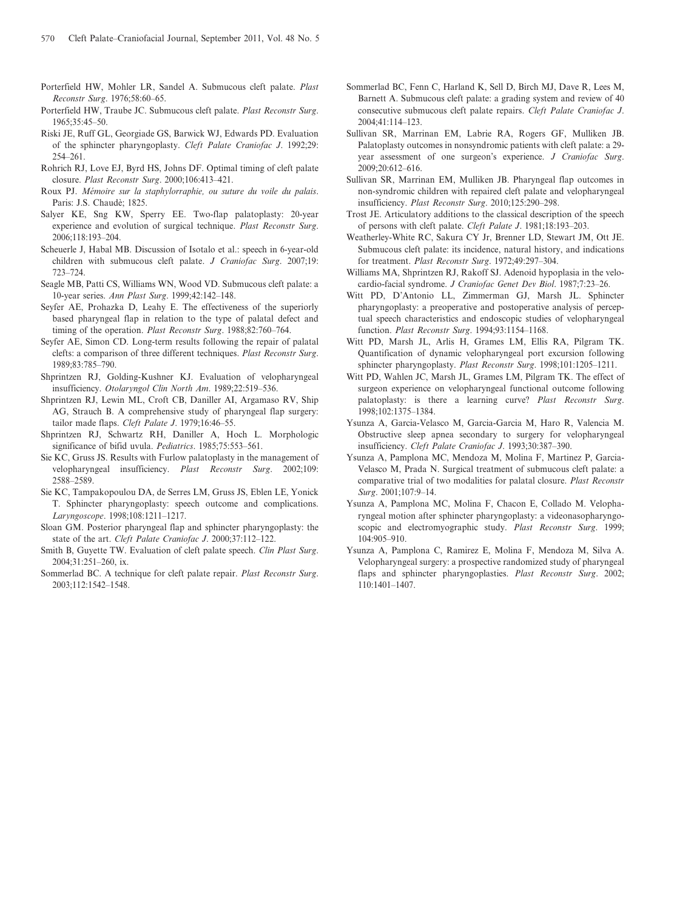Porterfield HW, Mohler LR, Sandel A. Submucous cleft palate. *Plast Reconstr Surg*. 1976;58:60–65.

Porterfield HW, Traube JC. Submucous cleft palate. *Plast Reconstr Surg*. 1965;35:45–50.

Riski JE, Ruff GL, Georgiade GS, Barwick WJ, Edwards PD. Evaluation of the sphincter pharyngoplasty. *Cleft Palate Craniofac J*. 1992;29:254–261.

Rohrich RJ, Love EJ, Byrd HS, Johns DF. Optimal timing of cleft palate closure. *Plast Reconstr Surg*. 2000;106:413–421.

Roux PJ. *Mémoire sur la staphylorraphie, ou suture du voile du palais*. Paris: J.S. Chaudè; 1825.

Salyer KE, Sng KW, Sperry EE. Two-flap palatoplasty: 20-year experience and evolution of surgical technique. *Plast Reconstr Surg*. 2006;118:193–204.

Scheuerle J, Habal MB. Discussion of Isotalo et al.: speech in 6-year-old children with submucous cleft palate. *J Craniofac Surg*. 2007;19:723–724.

Seagle MB, Patti CS, Williams WN, Wood VD. Submucous cleft palate: a 10-year series. *Ann Plast Surg*. 1999;42:142–148.

Seyfer AE, Prohazka D, Leahy E. The effectiveness of the superiorly based pharyngeal flap in relation to the type of palatal defect and timing of the operation. *Plast Reconstr Surg*. 1988;82:760–764.

Seyfer AE, Simon CD. Long-term results following the repair of palatal clefts: a comparison of three different techniques. *Plast Reconstr Surg*. 1989;83:785–790.

Shprintzen RJ, Golding-Kushner KJ. Evaluation of velopharyngeal insufficiency. *Otolaryngol Clin North Am*. 1989;22:519–536.

Shprintzen RJ, Lewin ML, Croft CB, Daniller AI, Argamaso RV, Ship AG, Strauch B. A comprehensive study of pharyngeal flap surgery: tailor made flaps. *Cleft Palate J*. 1979;16:46–55.

Shprintzen RJ, Schwartz RH, Daniller A, Hoch L. Morphologic significance of bifid uvula. *Pediatrics*. 1985;75:553–561.

Sie KC, Gruss JS. Results with Furlow palatoplasty in the management of velopharyngeal insufficiency. *Plast Reconstr Surg*. 2002;109:2588–2589.

Sie KC, Tampakopoulou DA, de Serres LM, Gruss JS, Eblen LE, Yonick T. Sphincter pharyngoplasty: speech outcome and complications. *Laryngoscope*. 1998;108:1211–1217.

Sloan GM. Posterior pharyngeal flap and sphincter pharyngoplasty: the state of the art. *Cleft Palate Craniofac J*. 2000;37:112–122.

Smith B, Guyette TW. Evaluation of cleft palate speech. *Clin Plast Surg*. 2004;31:251–260, ix.

Sommerlad BC. A technique for cleft palate repair. *Plast Reconstr Surg*. 2003;112:1542–1548.

Sommerlad BC, Fenn C, Harland K, Sell D, Birch MJ, Dave R, Lees M, Barnett A. Submucous cleft palate: a grading system and review of 40 consecutive submucous cleft palate repairs. *Cleft Palate Craniofac J*. 2004;41:114–123.

Sullivan SR, Marrinan EM, Labrie RA, Rogers GF, Mulliken JB. Palatoplasty outcomes in nonsyndromic patients with cleft palate: a 29-year assessment of one surgeon's experience. *J Craniofac Surg*. 2009;20:612–616.

Sullivan SR, Marrinan EM, Mulliken JB. Pharyngeal flap outcomes in non-syndromic children with repaired cleft palate and velopharyngeal insufficiency. *Plast Reconstr Surg*. 2010;125:290–298.

Trost JE. Articulatory additions to the classical description of the speech of persons with cleft palate. *Cleft Palate J*. 1981;18:193–203.

Weatherley-White RC, Sakura CY Jr, Brenner LD, Stewart JM, Ott JE. Submucous cleft palate: its incidence, natural history, and indications for treatment. *Plast Reconstr Surg*. 1972;49:297–304.

Williams MA, Shprintzen RJ, Rakoff SJ. Adenoid hypoplasia in the velo-cardio-facial syndrome. *J Craniofac Genet Dev Biol*. 1987;7:23–26.

Witt PD, D'Antonio LL, Zimmerman GJ, Marsh JL. Sphincter pharyngoplasty: a preoperative and postoperative analysis of perceptual speech characteristics and endoscopic studies of velopharyngeal function. *Plast Reconstr Surg*. 1994;93:1154–1168.

Witt PD, Marsh JL, Arlis H, Grames LM, Ellis RA, Pilgram TK. Quantification of dynamic velopharyngeal port excursion following sphincter pharyngoplasty. *Plast Reconstr Surg*. 1998;101:1205–1211.

Witt PD, Wahlen JC, Marsh JL, Grames LM, Pilgram TK. The effect of surgeon experience on velopharyngeal functional outcome following palatoplasty: is there a learning curve? *Plast Reconstr Surg*. 1998;102:1375–1384.

Ysunza A, Garcia-Velasco M, Garcia-Garcia M, Haro R, Valencia M. Obstructive sleep apnea secondary to surgery for velopharyngeal insufficiency. *Cleft Palate Craniofac J*. 1993;30:387–390.

Ysunza A, Pamplona MC, Mendoza M, Molina F, Martinez P, Garcia-Velasco M, Prada N. Surgical treatment of submucous cleft palate: a comparative trial of two modalities for palatal closure. *Plast Reconstr Surg*. 2001;107:9–14.

Ysunza A, Pamplona MC, Molina F, Chacon E, Collado M. Velopharyngeal motion after sphincter pharyngoplasty: a videonasopharyngoscopic and electromyographic study. *Plast Reconstr Surg*. 1999;104:905–910.

Ysunza A, Pamplona C, Ramirez E, Molina F, Mendoza M, Silva A. Velopharyngeal surgery: a prospective randomized study of pharyngeal flaps and sphincter pharyngoplasties. *Plast Reconstr Surg*. 2002;110:1401–1407.